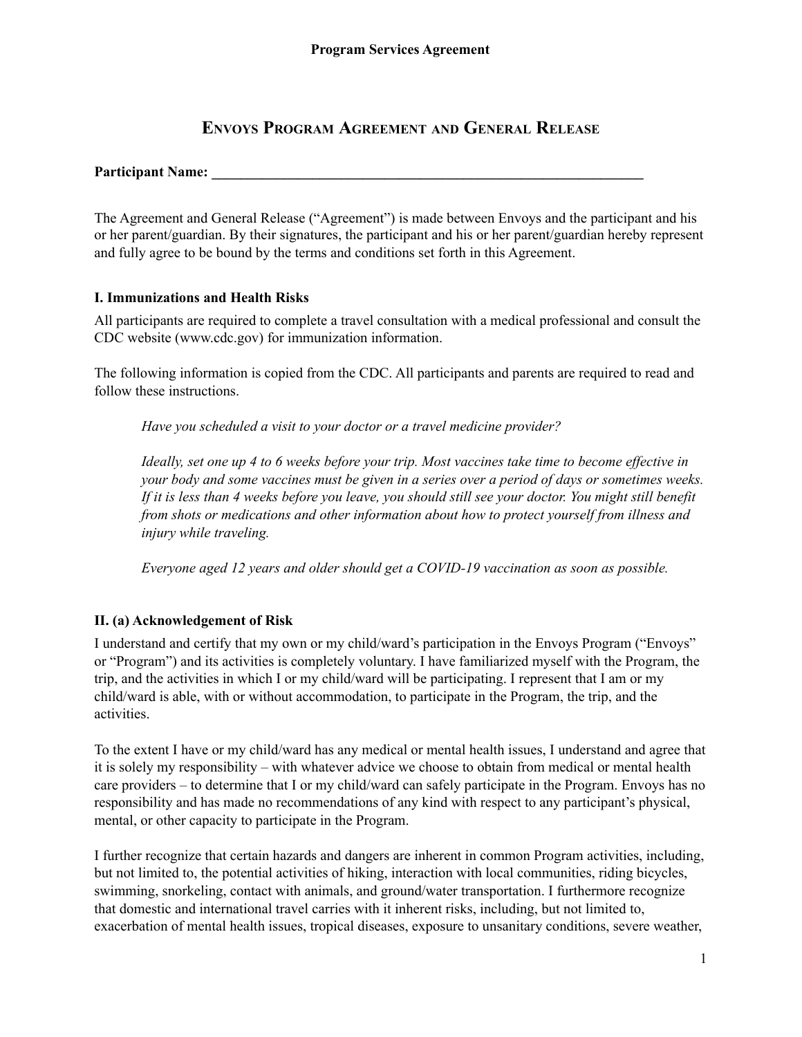# Envoys Program Agreement and General Release

**Participant Name: \_\_\_\_\_\_\_\_\_\_\_\_\_\_\_\_\_\_\_\_\_\_\_\_\_\_\_\_\_\_\_\_\_\_\_\_\_\_\_\_\_\_\_\_\_\_\_\_\_\_\_\_\_\_\_\_\_\_\_\_\_\_**

The Agreement and General Release ("Agreement") is made between Envoys and the participant and his or her parent/guardian. By their signatures, the participant and his or her parent/guardian hereby represent and fully agree to be bound by the terms and conditions set forth in this Agreement.

### I. Immunizations and Health Risks

All participants are required to complete a travel consultation with a medical professional and consult the CDC website (www.cdc.gov) for immunization information.

The following information is copied from the CDC. All participants and parents are required to read and follow these instructions.

> *Have you scheduled a visit to your doctor or a travel medicine provider?*
>
> *Ideally, set one up 4 to 6 weeks before your trip. Most vaccines take time to become effective in your body and some vaccines must be given in a series over a period of days or sometimes weeks. If it is less than 4 weeks before you leave, you should still see your doctor. You might still benefit from shots or medications and other information about how to protect yourself from illness and injury while traveling.*
>
> *Everyone aged 12 years and older should get a COVID-19 vaccination as soon as possible.*

### II. (a) Acknowledgement of Risk

I understand and certify that my own or my child/ward's participation in the Envoys Program ("Envoys" or "Program") and its activities is completely voluntary. I have familiarized myself with the Program, the trip, and the activities in which I or my child/ward will be participating. I represent that I am or my child/ward is able, with or without accommodation, to participate in the Program, the trip, and the activities.

To the extent I have or my child/ward has any medical or mental health issues, I understand and agree that it is solely my responsibility – with whatever advice we choose to obtain from medical or mental health care providers – to determine that I or my child/ward can safely participate in the Program. Envoys has no responsibility and has made no recommendations of any kind with respect to any participant's physical, mental, or other capacity to participate in the Program.

I further recognize that certain hazards and dangers are inherent in common Program activities, including, but not limited to, the potential activities of hiking, interaction with local communities, riding bicycles, swimming, snorkeling, contact with animals, and ground/water transportation. I furthermore recognize that domestic and international travel carries with it inherent risks, including, but not limited to, exacerbation of mental health issues, tropical diseases, exposure to unsanitary conditions, severe weather,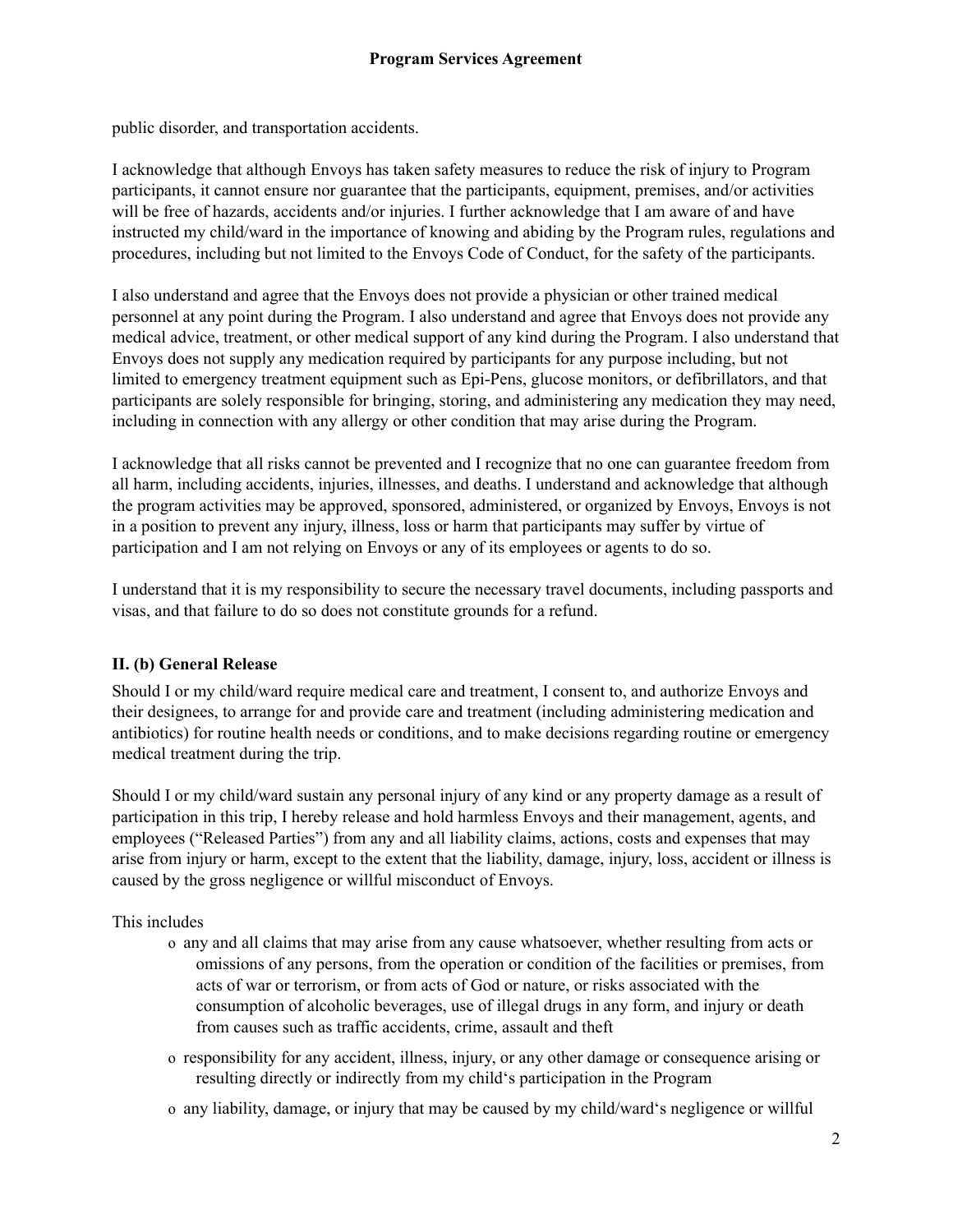public disorder, and transportation accidents.

I acknowledge that although Envoys has taken safety measures to reduce the risk of injury to Program participants, it cannot ensure nor guarantee that the participants, equipment, premises, and/or activities will be free of hazards, accidents and/or injuries. I further acknowledge that I am aware of and have instructed my child/ward in the importance of knowing and abiding by the Program rules, regulations and procedures, including but not limited to the Envoys Code of Conduct, for the safety of the participants.

I also understand and agree that the Envoys does not provide a physician or other trained medical personnel at any point during the Program. I also understand and agree that Envoys does not provide any medical advice, treatment, or other medical support of any kind during the Program. I also understand that Envoys does not supply any medication required by participants for any purpose including, but not limited to emergency treatment equipment such as Epi-Pens, glucose monitors, or defibrillators, and that participants are solely responsible for bringing, storing, and administering any medication they may need, including in connection with any allergy or other condition that may arise during the Program.

I acknowledge that all risks cannot be prevented and I recognize that no one can guarantee freedom from all harm, including accidents, injuries, illnesses, and deaths. I understand and acknowledge that although the program activities may be approved, sponsored, administered, or organized by Envoys, Envoys is not in a position to prevent any injury, illness, loss or harm that participants may suffer by virtue of participation and I am not relying on Envoys or any of its employees or agents to do so.

I understand that it is my responsibility to secure the necessary travel documents, including passports and visas, and that failure to do so does not constitute grounds for a refund.

**II. (b) General Release**

Should I or my child/ward require medical care and treatment, I consent to, and authorize Envoys and their designees, to arrange for and provide care and treatment (including administering medication and antibiotics) for routine health needs or conditions, and to make decisions regarding routine or emergency medical treatment during the trip.

Should I or my child/ward sustain any personal injury of any kind or any property damage as a result of participation in this trip, I hereby release and hold harmless Envoys and their management, agents, and employees ("Released Parties") from any and all liability claims, actions, costs and expenses that may arise from injury or harm, except to the extent that the liability, damage, injury, loss, accident or illness is caused by the gross negligence or willful misconduct of Envoys.

This includes

- any and all claims that may arise from any cause whatsoever, whether resulting from acts or omissions of any persons, from the operation or condition of the facilities or premises, from acts of war or terrorism, or from acts of God or nature, or risks associated with the consumption of alcoholic beverages, use of illegal drugs in any form, and injury or death from causes such as traffic accidents, crime, assault and theft
- responsibility for any accident, illness, injury, or any other damage or consequence arising or resulting directly or indirectly from my child's participation in the Program
- any liability, damage, or injury that may be caused by my child/ward's negligence or willful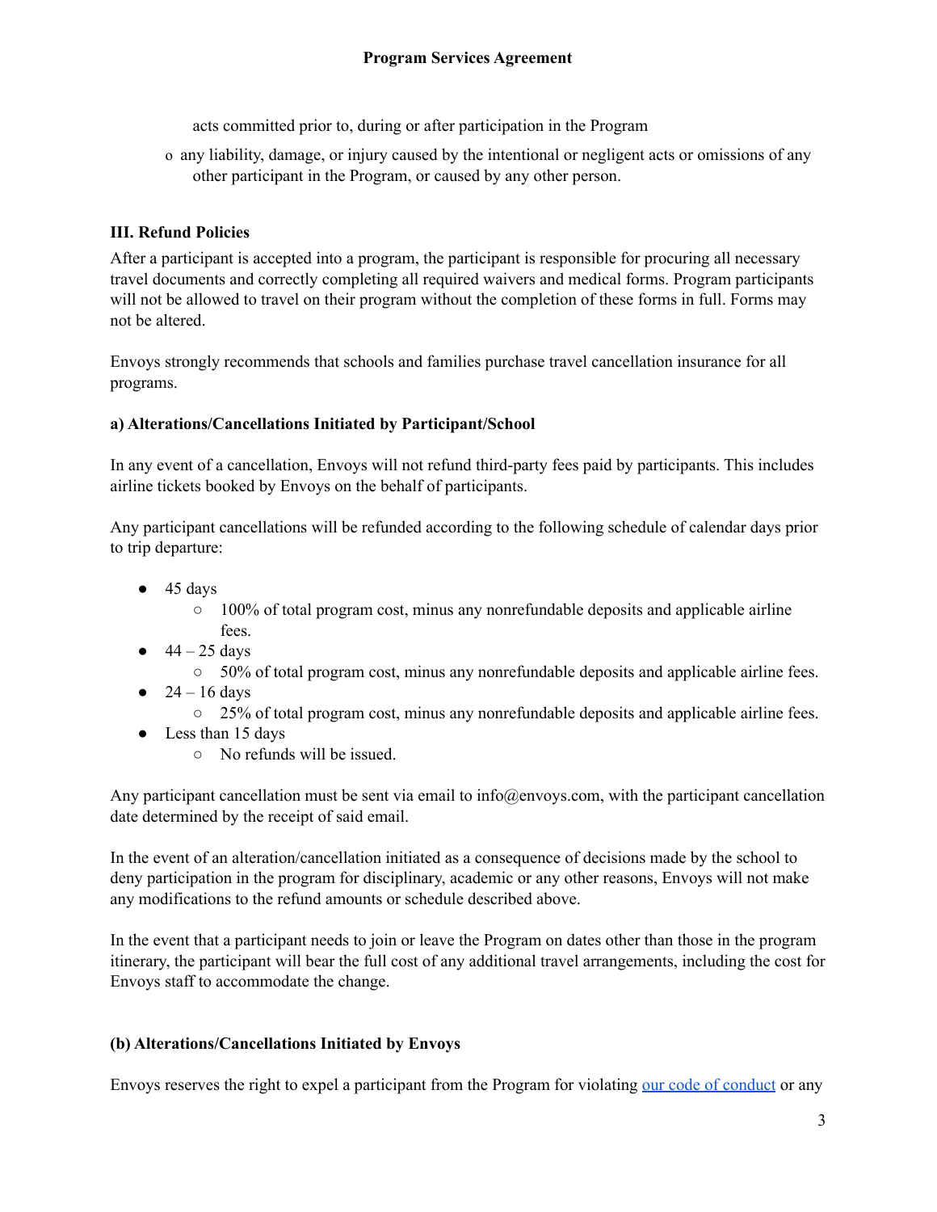acts committed prior to, during or after participation in the Program

- any liability, damage, or injury caused by the intentional or negligent acts or omissions of any other participant in the Program, or caused by any other person.

**III. Refund Policies**

After a participant is accepted into a program, the participant is responsible for procuring all necessary travel documents and correctly completing all required waivers and medical forms. Program participants will not be allowed to travel on their program without the completion of these forms in full. Forms may not be altered.

Envoys strongly recommends that schools and families purchase travel cancellation insurance for all programs.

**a) Alterations/Cancellations Initiated by Participant/School**

In any event of a cancellation, Envoys will not refund third-party fees paid by participants. This includes airline tickets booked by Envoys on the behalf of participants.

Any participant cancellations will be refunded according to the following schedule of calendar days prior to trip departure:

- 45 days
  - 100% of total program cost, minus any nonrefundable deposits and applicable airline fees.
- 44 – 25 days
  - 50% of total program cost, minus any nonrefundable deposits and applicable airline fees.
- 24 – 16 days
  - 25% of total program cost, minus any nonrefundable deposits and applicable airline fees.
- Less than 15 days
  - No refunds will be issued.

Any participant cancellation must be sent via email to info@envoys.com, with the participant cancellation date determined by the receipt of said email.

In the event of an alteration/cancellation initiated as a consequence of decisions made by the school to deny participation in the program for disciplinary, academic or any other reasons, Envoys will not make any modifications to the refund amounts or schedule described above.

In the event that a participant needs to join or leave the Program on dates other than those in the program itinerary, the participant will bear the full cost of any additional travel arrangements, including the cost for Envoys staff to accommodate the change.

**(b) Alterations/Cancellations Initiated by Envoys**

Envoys reserves the right to expel a participant from the Program for violating our code of conduct or any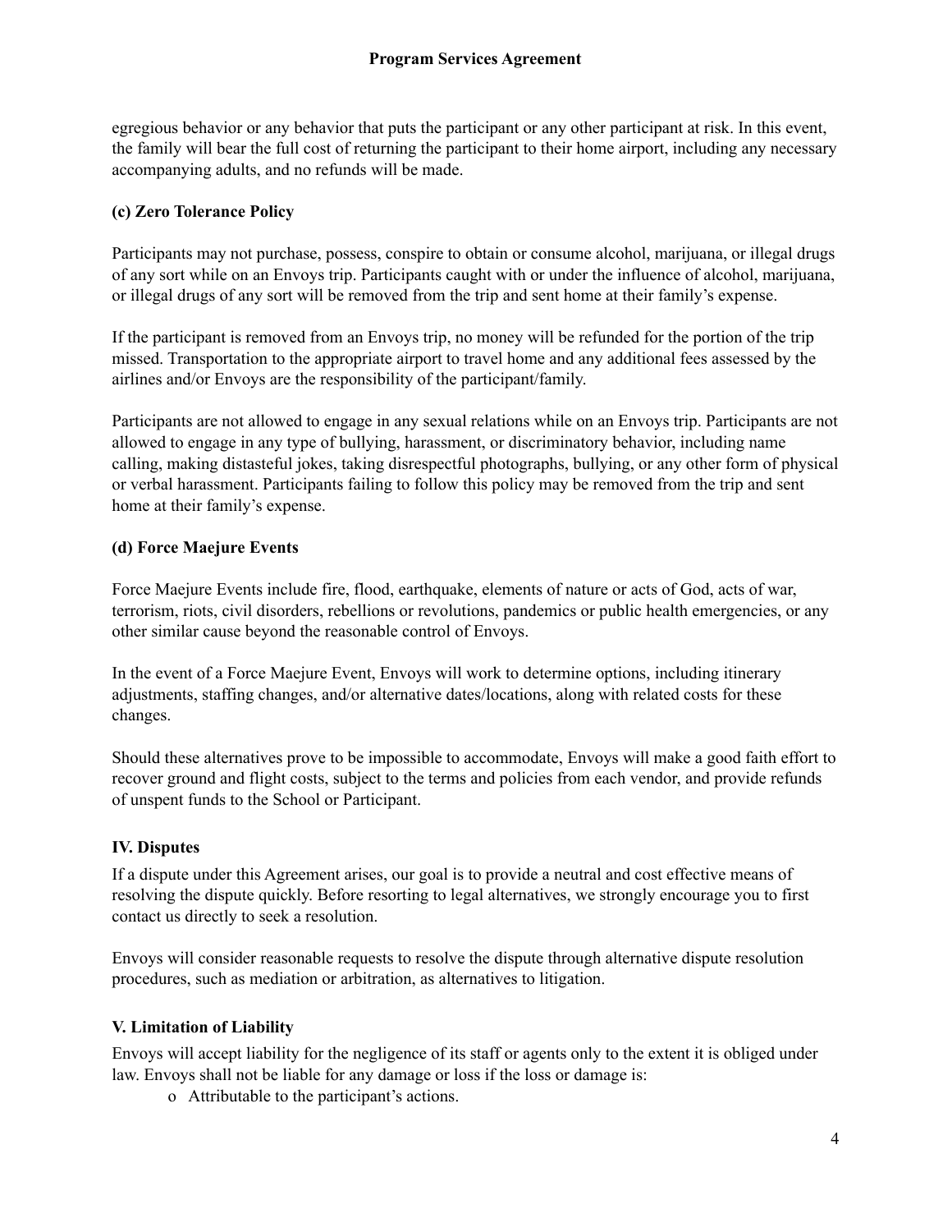egregious behavior or any behavior that puts the participant or any other participant at risk. In this event, the family will bear the full cost of returning the participant to their home airport, including any necessary accompanying adults, and no refunds will be made.

**(c) Zero Tolerance Policy**

Participants may not purchase, possess, conspire to obtain or consume alcohol, marijuana, or illegal drugs of any sort while on an Envoys trip. Participants caught with or under the influence of alcohol, marijuana, or illegal drugs of any sort will be removed from the trip and sent home at their family's expense.

If the participant is removed from an Envoys trip, no money will be refunded for the portion of the trip missed. Transportation to the appropriate airport to travel home and any additional fees assessed by the airlines and/or Envoys are the responsibility of the participant/family.

Participants are not allowed to engage in any sexual relations while on an Envoys trip. Participants are not allowed to engage in any type of bullying, harassment, or discriminatory behavior, including name calling, making distasteful jokes, taking disrespectful photographs, bullying, or any other form of physical or verbal harassment. Participants failing to follow this policy may be removed from the trip and sent home at their family's expense.

**(d) Force Maejure Events**

Force Maejure Events include fire, flood, earthquake, elements of nature or acts of God, acts of war, terrorism, riots, civil disorders, rebellions or revolutions, pandemics or public health emergencies, or any other similar cause beyond the reasonable control of Envoys.

In the event of a Force Maejure Event, Envoys will work to determine options, including itinerary adjustments, staffing changes, and/or alternative dates/locations, along with related costs for these changes.

Should these alternatives prove to be impossible to accommodate, Envoys will make a good faith effort to recover ground and flight costs, subject to the terms and policies from each vendor, and provide refunds of unspent funds to the School or Participant.

## IV. Disputes

If a dispute under this Agreement arises, our goal is to provide a neutral and cost effective means of resolving the dispute quickly. Before resorting to legal alternatives, we strongly encourage you to first contact us directly to seek a resolution.

Envoys will consider reasonable requests to resolve the dispute through alternative dispute resolution procedures, such as mediation or arbitration, as alternatives to litigation.

## V. Limitation of Liability

Envoys will accept liability for the negligence of its staff or agents only to the extent it is obliged under law. Envoys shall not be liable for any damage or loss if the loss or damage is:

- Attributable to the participant's actions.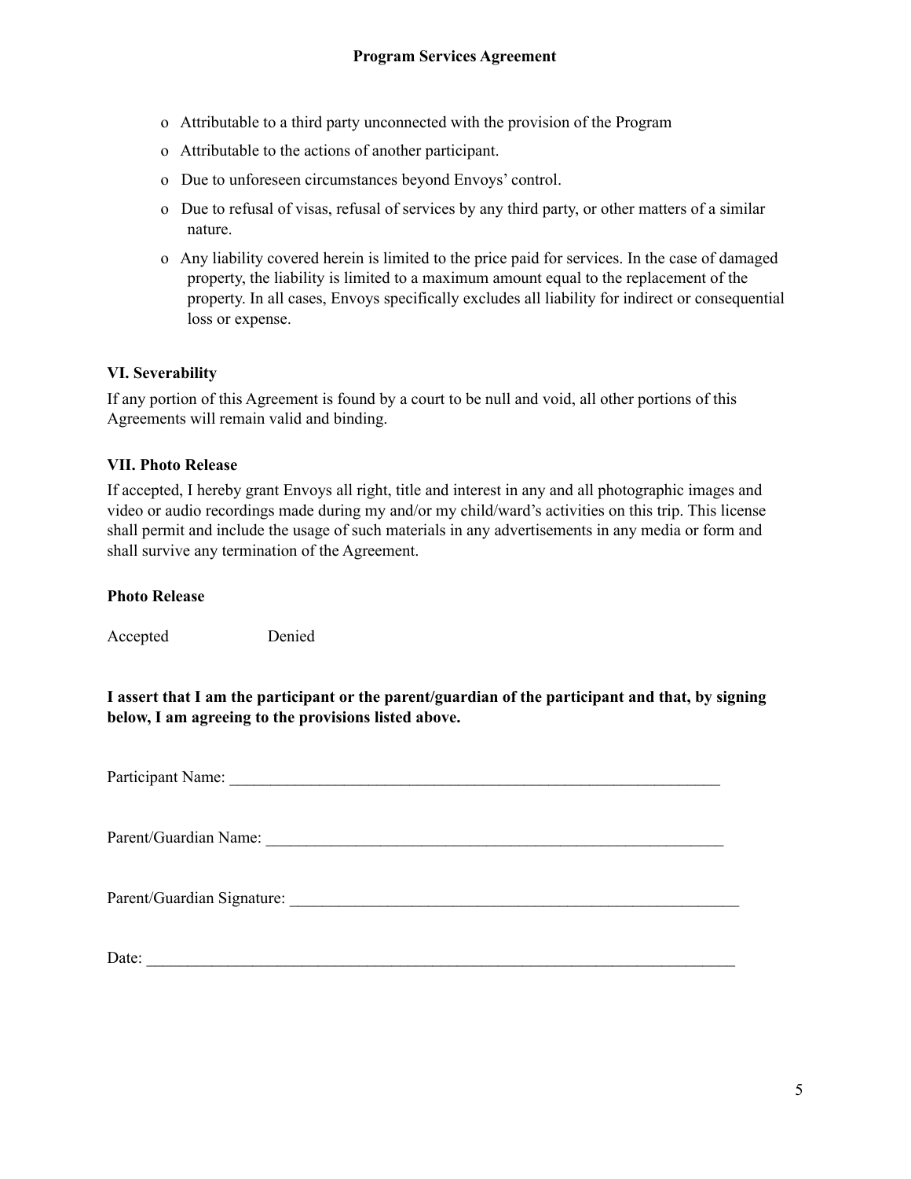- Attributable to a third party unconnected with the provision of the Program
- Attributable to the actions of another participant.
- Due to unforeseen circumstances beyond Envoys' control.
- Due to refusal of visas, refusal of services by any third party, or other matters of a similar nature.
- Any liability covered herein is limited to the price paid for services. In the case of damaged property, the liability is limited to a maximum amount equal to the replacement of the property. In all cases, Envoys specifically excludes all liability for indirect or consequential loss or expense.

**VI. Severability**

If any portion of this Agreement is found by a court to be null and void, all other portions of this Agreements will remain valid and binding.

**VII. Photo Release**

If accepted, I hereby grant Envoys all right, title and interest in any and all photographic images and video or audio recordings made during my and/or my child/ward's activities on this trip. This license shall permit and include the usage of such materials in any advertisements in any media or form and shall survive any termination of the Agreement.

**Photo Release**

Accepted Denied

**I assert that I am the participant or the parent/guardian of the participant and that, by signing below, I am agreeing to the provisions listed above.**

Participant Name: ______________________________________________________________

Parent/Guardian Name: ___________________________________________________________

Parent/Guardian Signature: ________________________________________________________

Date: _________________________________________________________________________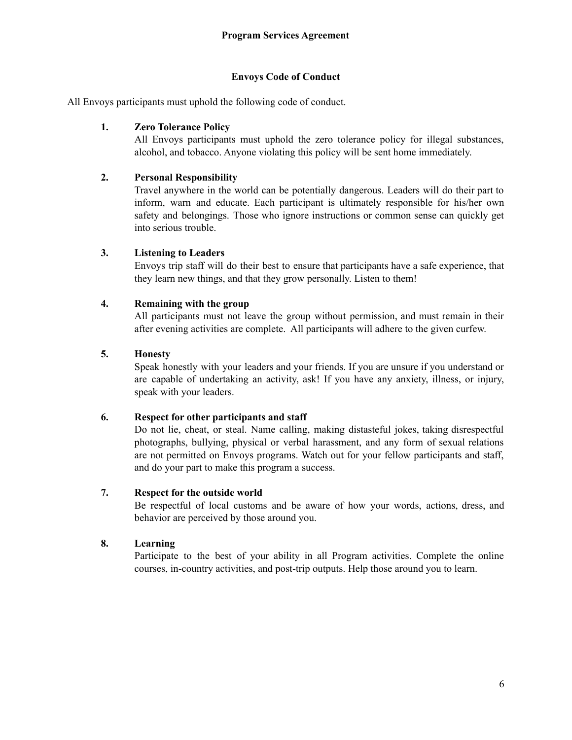**Program Services Agreement**

## Envoys Code of Conduct

All Envoys participants must uphold the following code of conduct.

1. **Zero Tolerance Policy**
   All Envoys participants must uphold the zero tolerance policy for illegal substances, alcohol, and tobacco. Anyone violating this policy will be sent home immediately.

2. **Personal Responsibility**
   Travel anywhere in the world can be potentially dangerous. Leaders will do their part to inform, warn and educate. Each participant is ultimately responsible for his/her own safety and belongings. Those who ignore instructions or common sense can quickly get into serious trouble.

3. **Listening to Leaders**
   Envoys trip staff will do their best to ensure that participants have a safe experience, that they learn new things, and that they grow personally. Listen to them!

4. **Remaining with the group**
   All participants must not leave the group without permission, and must remain in their after evening activities are complete. All participants will adhere to the given curfew.

5. **Honesty**
   Speak honestly with your leaders and your friends. If you are unsure if you understand or are capable of undertaking an activity, ask! If you have any anxiety, illness, or injury, speak with your leaders.

6. **Respect for other participants and staff**
   Do not lie, cheat, or steal. Name calling, making distasteful jokes, taking disrespectful photographs, bullying, physical or verbal harassment, and any form of sexual relations are not permitted on Envoys programs. Watch out for your fellow participants and staff, and do your part to make this program a success.

7. **Respect for the outside world**
   Be respectful of local customs and be aware of how your words, actions, dress, and behavior are perceived by those around you.

8. **Learning**
   Participate to the best of your ability in all Program activities. Complete the online courses, in-country activities, and post-trip outputs. Help those around you to learn.